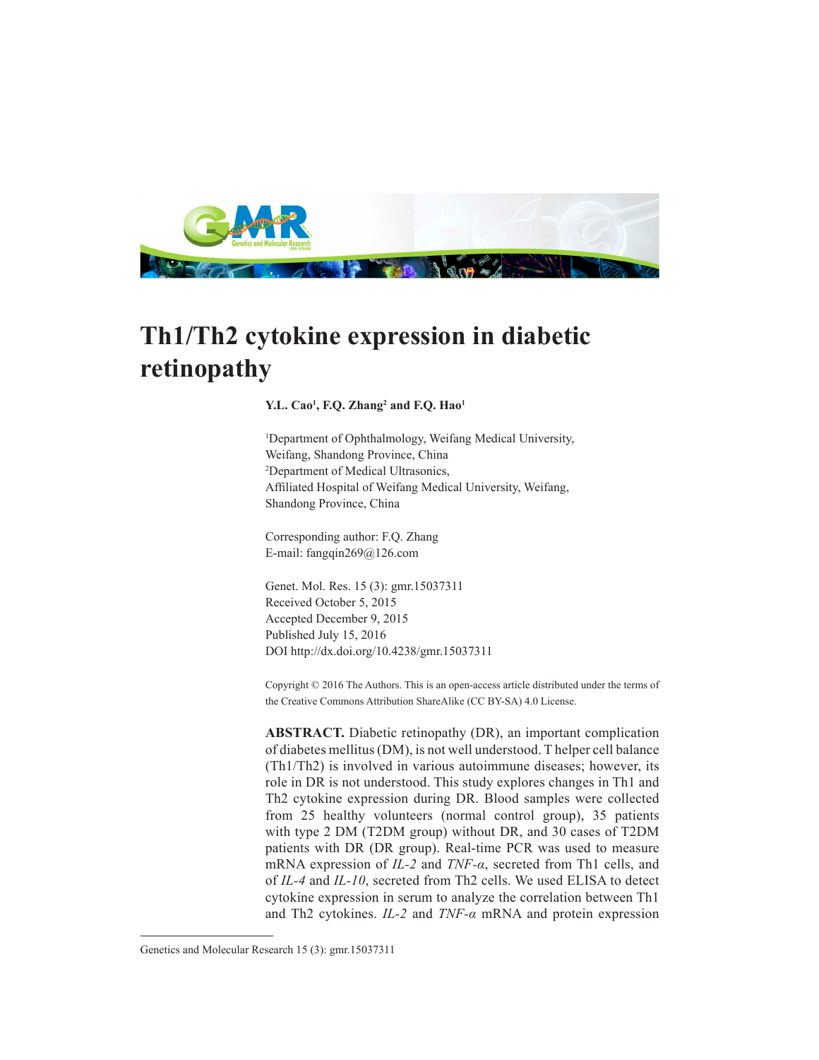# Th1/Th2 cytokine expression in diabetic retinopathy

**Y.L. Cao[1], F.Q. Zhang[2] and F.Q. Hao[1]**

[1]Department of Ophthalmology, Weifang Medical University, Weifang, Shandong Province, China
[2]Department of Medical Ultrasonics, Affiliated Hospital of Weifang Medical University, Weifang, Shandong Province, China

Corresponding author: F.Q. Zhang
E-mail: fangqin269@126.com

Genet. Mol. Res. 15 (3): gmr.15037311
Received October 5, 2015
Accepted December 9, 2015
Published July 15, 2016
DOI http://dx.doi.org/10.4238/gmr.15037311

Copyright © 2016 The Authors. This is an open-access article distributed under the terms of the Creative Commons Attribution ShareAlike (CC BY-SA) 4.0 License.

**ABSTRACT.** Diabetic retinopathy (DR), an important complication of diabetes mellitus (DM), is not well understood. T helper cell balance (Th1/Th2) is involved in various autoimmune diseases; however, its role in DR is not understood. This study explores changes in Th1 and Th2 cytokine expression during DR. Blood samples were collected from 25 healthy volunteers (normal control group), 35 patients with type 2 DM (T2DM group) without DR, and 30 cases of T2DM patients with DR (DR group). Real-time PCR was used to measure mRNA expression of *IL-2* and *TNF-α*, secreted from Th1 cells, and of *IL-4* and *IL-10*, secreted from Th2 cells. We used ELISA to detect cytokine expression in serum to analyze the correlation between Th1 and Th2 cytokines. *IL-2* and *TNF-α* mRNA and protein expression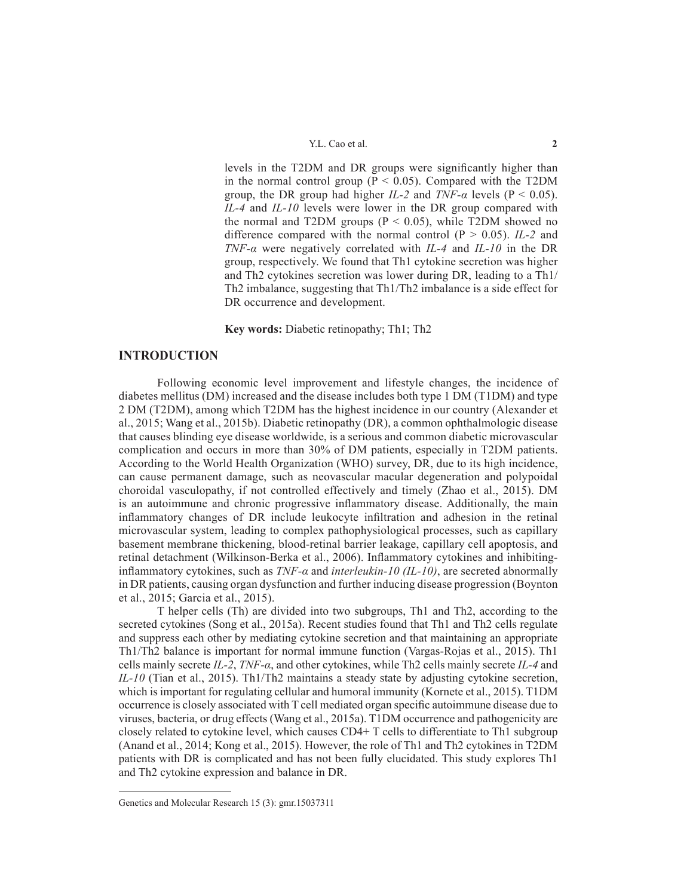levels in the T2DM and DR groups were significantly higher than in the normal control group ($P < 0.05$). Compared with the T2DM group, the DR group had higher *IL-2* and *TNF-α* levels ($P < 0.05$). *IL-4* and *IL-10* levels were lower in the DR group compared with the normal and T2DM groups ($P < 0.05$), while T2DM showed no difference compared with the normal control ($P > 0.05$). *IL-2* and *TNF-α* were negatively correlated with *IL-4* and *IL-10* in the DR group, respectively. We found that Th1 cytokine secretion was higher and Th2 cytokines secretion was lower during DR, leading to a Th1/Th2 imbalance, suggesting that Th1/Th2 imbalance is a side effect for DR occurrence and development.

**Key words:** Diabetic retinopathy; Th1; Th2

## INTRODUCTION

Following economic level improvement and lifestyle changes, the incidence of diabetes mellitus (DM) increased and the disease includes both type 1 DM (T1DM) and type 2 DM (T2DM), among which T2DM has the highest incidence in our country (Alexander et al., 2015; Wang et al., 2015b). Diabetic retinopathy (DR), a common ophthalmologic disease that causes blinding eye disease worldwide, is a serious and common diabetic microvascular complication and occurs in more than 30% of DM patients, especially in T2DM patients. According to the World Health Organization (WHO) survey, DR, due to its high incidence, can cause permanent damage, such as neovascular macular degeneration and polypoidal choroidal vasculopathy, if not controlled effectively and timely (Zhao et al., 2015). DM is an autoimmune and chronic progressive inflammatory disease. Additionally, the main inflammatory changes of DR include leukocyte infiltration and adhesion in the retinal microvascular system, leading to complex pathophysiological processes, such as capillary basement membrane thickening, blood-retinal barrier leakage, capillary cell apoptosis, and retinal detachment (Wilkinson-Berka et al., 2006). Inflammatory cytokines and inhibiting-inflammatory cytokines, such as *TNF-α* and *interleukin-10 (IL-10)*, are secreted abnormally in DR patients, causing organ dysfunction and further inducing disease progression (Boynton et al., 2015; Garcia et al., 2015).

T helper cells (Th) are divided into two subgroups, Th1 and Th2, according to the secreted cytokines (Song et al., 2015a). Recent studies found that Th1 and Th2 cells regulate and suppress each other by mediating cytokine secretion and that maintaining an appropriate Th1/Th2 balance is important for normal immune function (Vargas-Rojas et al., 2015). Th1 cells mainly secrete *IL-2*, *TNF-α*, and other cytokines, while Th2 cells mainly secrete *IL-4* and *IL-10* (Tian et al., 2015). Th1/Th2 maintains a steady state by adjusting cytokine secretion, which is important for regulating cellular and humoral immunity (Kornete et al., 2015). T1DM occurrence is closely associated with T cell mediated organ specific autoimmune disease due to viruses, bacteria, or drug effects (Wang et al., 2015a). T1DM occurrence and pathogenicity are closely related to cytokine level, which causes CD4+ T cells to differentiate to Th1 subgroup (Anand et al., 2014; Kong et al., 2015). However, the role of Th1 and Th2 cytokines in T2DM patients with DR is complicated and has not been fully elucidated. This study explores Th1 and Th2 cytokine expression and balance in DR.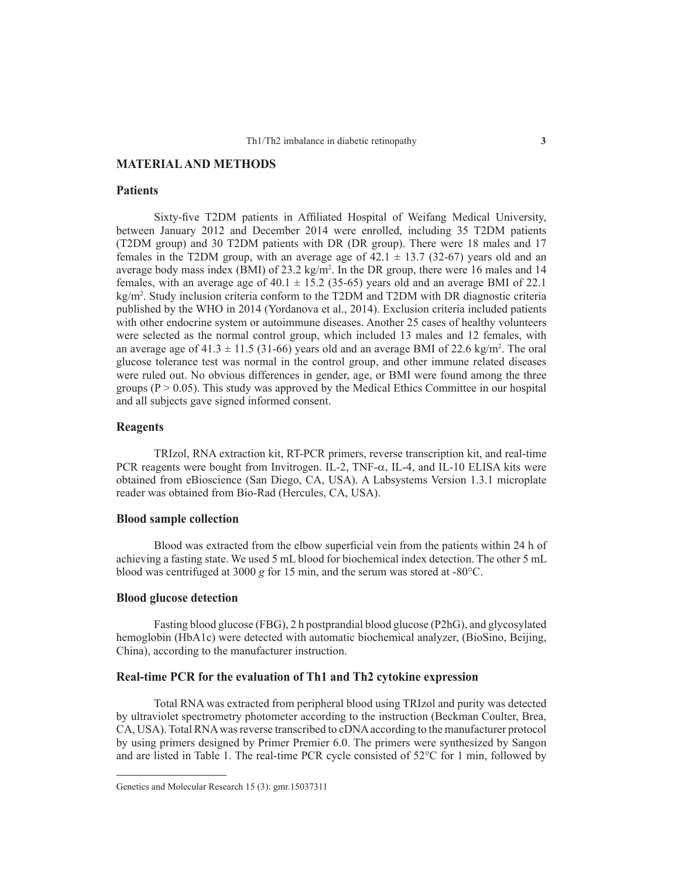## MATERIAL AND METHODS

### Patients

Sixty-five T2DM patients in Affiliated Hospital of Weifang Medical University, between January 2012 and December 2014 were enrolled, including 35 T2DM patients (T2DM group) and 30 T2DM patients with DR (DR group). There were 18 males and 17 females in the T2DM group, with an average age of 42.1 ± 13.7 (32-67) years old and an average body mass index (BMI) of 23.2 kg/m$^2$. In the DR group, there were 16 males and 14 females, with an average age of 40.1 ± 15.2 (35-65) years old and an average BMI of 22.1 kg/m$^2$. Study inclusion criteria conform to the T2DM and T2DM with DR diagnostic criteria published by the WHO in 2014 (Yordanova et al., 2014). Exclusion criteria included patients with other endocrine system or autoimmune diseases. Another 25 cases of healthy volunteers were selected as the normal control group, which included 13 males and 12 females, with an average age of 41.3 ± 11.5 (31-66) years old and an average BMI of 22.6 kg/m$^2$. The oral glucose tolerance test was normal in the control group, and other immune related diseases were ruled out. No obvious differences in gender, age, or BMI were found among the three groups ($P > 0.05$). This study was approved by the Medical Ethics Committee in our hospital and all subjects gave signed informed consent.

### Reagents

TRIzol, RNA extraction kit, RT-PCR primers, reverse transcription kit, and real-time PCR reagents were bought from Invitrogen. IL-2, TNF-α, IL-4, and IL-10 ELISA kits were obtained from eBioscience (San Diego, CA, USA). A Labsystems Version 1.3.1 microplate reader was obtained from Bio-Rad (Hercules, CA, USA).

### Blood sample collection

Blood was extracted from the elbow superficial vein from the patients within 24 h of achieving a fasting state. We used 5 mL blood for biochemical index detection. The other 5 mL blood was centrifuged at 3000 *g* for 15 min, and the serum was stored at -80°C.

### Blood glucose detection

Fasting blood glucose (FBG), 2 h postprandial blood glucose (P2hG), and glycosylated hemoglobin (HbA1c) were detected with automatic biochemical analyzer, (BioSino, Beijing, China), according to the manufacturer instruction.

### Real-time PCR for the evaluation of Th1 and Th2 cytokine expression

Total RNA was extracted from peripheral blood using TRIzol and purity was detected by ultraviolet spectrometry photometer according to the instruction (Beckman Coulter, Brea, CA, USA). Total RNA was reverse transcribed to cDNA according to the manufacturer protocol by using primers designed by Primer Premier 6.0. The primers were synthesized by Sangon and are listed in Table 1. The real-time PCR cycle consisted of 52°C for 1 min, followed by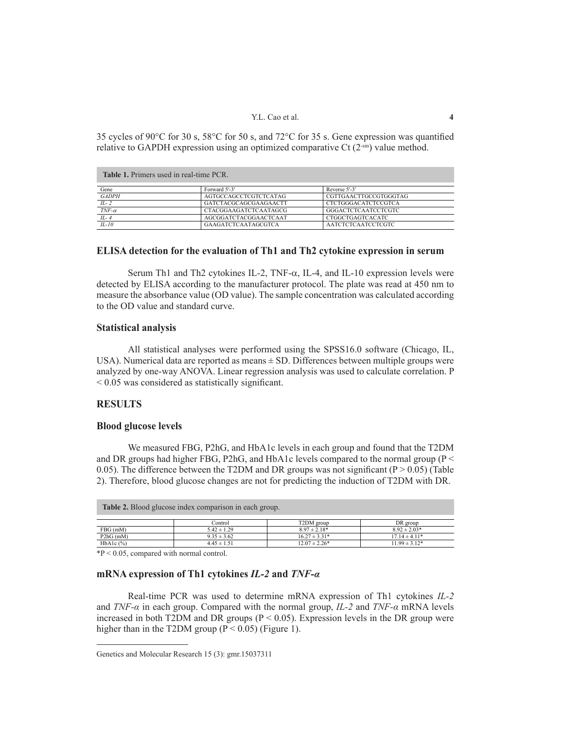35 cycles of 90°C for 30 s, 58°C for 50 s, and 72°C for 35 s. Gene expression was quantified relative to GAPDH expression using an optimized comparative Ct ($2^{-sin}$) value method.

**Table 1.** Primers used in real-time PCR.

| Gene | Forward 5'-3' | Reverse 5'-3' |
|---|---|---|
| *GADPH* | AGTGCCAGCCTCGTCTCATAG | CGTTGAACTTGCCGTGGGTAG |
| *IL- 2* | GATCTACGCAGCGAAGAACTT | CTCTGGGACATCTCCGTCA |
| *TNF-α* | CTACGGAAGATCTCAATAGCG | GGGACTCTCAATCCTCGTC |
| *IL- 4* | AGCGGATCTACGGAACTCAAT | CTGGCTGAGTCACATC |
| *IL-10* | GAAGATCTCAATAGCGTCA | AATCTCTCAATCCTCGTC |

### ELISA detection for the evaluation of Th1 and Th2 cytokine expression in serum

Serum Th1 and Th2 cytokines IL-2, TNF-α, IL-4, and IL-10 expression levels were detected by ELISA according to the manufacturer protocol. The plate was read at 450 nm to measure the absorbance value (OD value). The sample concentration was calculated according to the OD value and standard curve.

### Statistical analysis

All statistical analyses were performed using the SPSS16.0 software (Chicago, IL, USA). Numerical data are reported as means ± SD. Differences between multiple groups were analyzed by one-way ANOVA. Linear regression analysis was used to calculate correlation. $P < 0.05$ was considered as statistically significant.

## RESULTS

### Blood glucose levels

We measured FBG, P2hG, and HbA1c levels in each group and found that the T2DM and DR groups had higher FBG, P2hG, and HbA1c levels compared to the normal group ($P < 0.05$). The difference between the T2DM and DR groups was not significant ($P > 0.05$) (Table 2). Therefore, blood glucose changes are not for predicting the induction of T2DM with DR.

**Table 2.** Blood glucose index comparison in each group.

| | Control | T2DM group | DR group |
|---|---|---|---|
| FBG (mM) | 5.42 ± 1.29 | 8.97 ± 2.18* | 8.92 ± 2.03* |
| P2hG (mM) | 9.35 ± 3.62 | 16.27 ± 3.31* | 17.14 ± 4.11* |
| HbA1c (%) | 4.45 ± 1.51 | 12.07 ± 2.26* | 11.99 ± 3.12* |

*P < 0.05, compared with normal control.

### mRNA expression of Th1 cytokines *IL-2* and *TNF-α*

Real-time PCR was used to determine mRNA expression of Th1 cytokines *IL-2* and *TNF-α* in each group. Compared with the normal group, *IL-2* and *TNF-α* mRNA levels increased in both T2DM and DR groups ($P < 0.05$). Expression levels in the DR group were higher than in the T2DM group ($P < 0.05$) (Figure 1).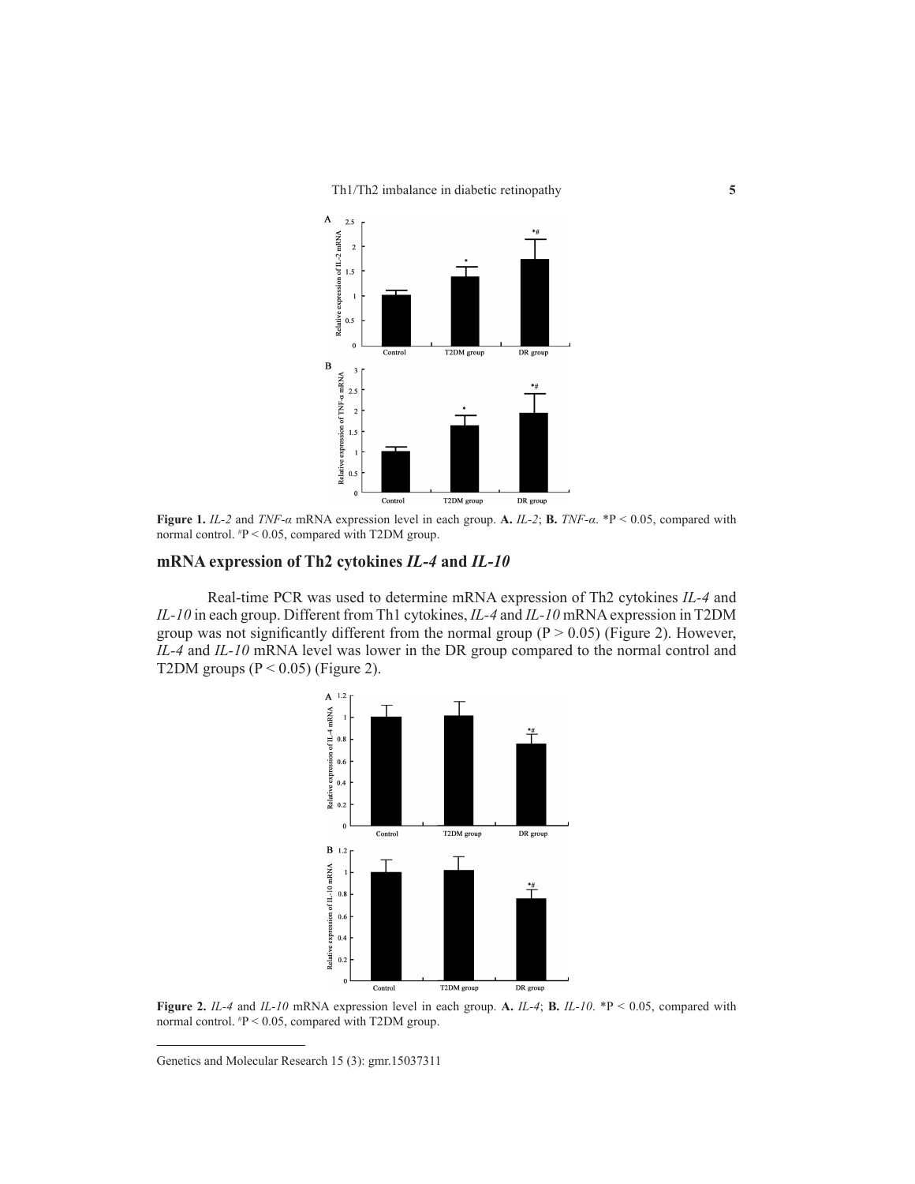**Figure 1.** *IL-2* and *TNF-α* mRNA expression level in each group. **A.** *IL-2*; **B.** *TNF-α*. *P < 0.05, compared with normal control. #P < 0.05, compared with T2DM group.

## mRNA expression of Th2 cytokines *IL-4* and *IL-10*

Real-time PCR was used to determine mRNA expression of Th2 cytokines *IL-4* and *IL-10* in each group. Different from Th1 cytokines, *IL-4* and *IL-10* mRNA expression in T2DM group was not significantly different from the normal group (P > 0.05) (Figure 2). However, *IL-4* and *IL-10* mRNA level was lower in the DR group compared to the normal control and T2DM groups (P < 0.05) (Figure 2).

**Figure 2.** *IL-4* and *IL-10* mRNA expression level in each group. **A.** *IL-4*; **B.** *IL-10*. *P < 0.05, compared with normal control. #P < 0.05, compared with T2DM group.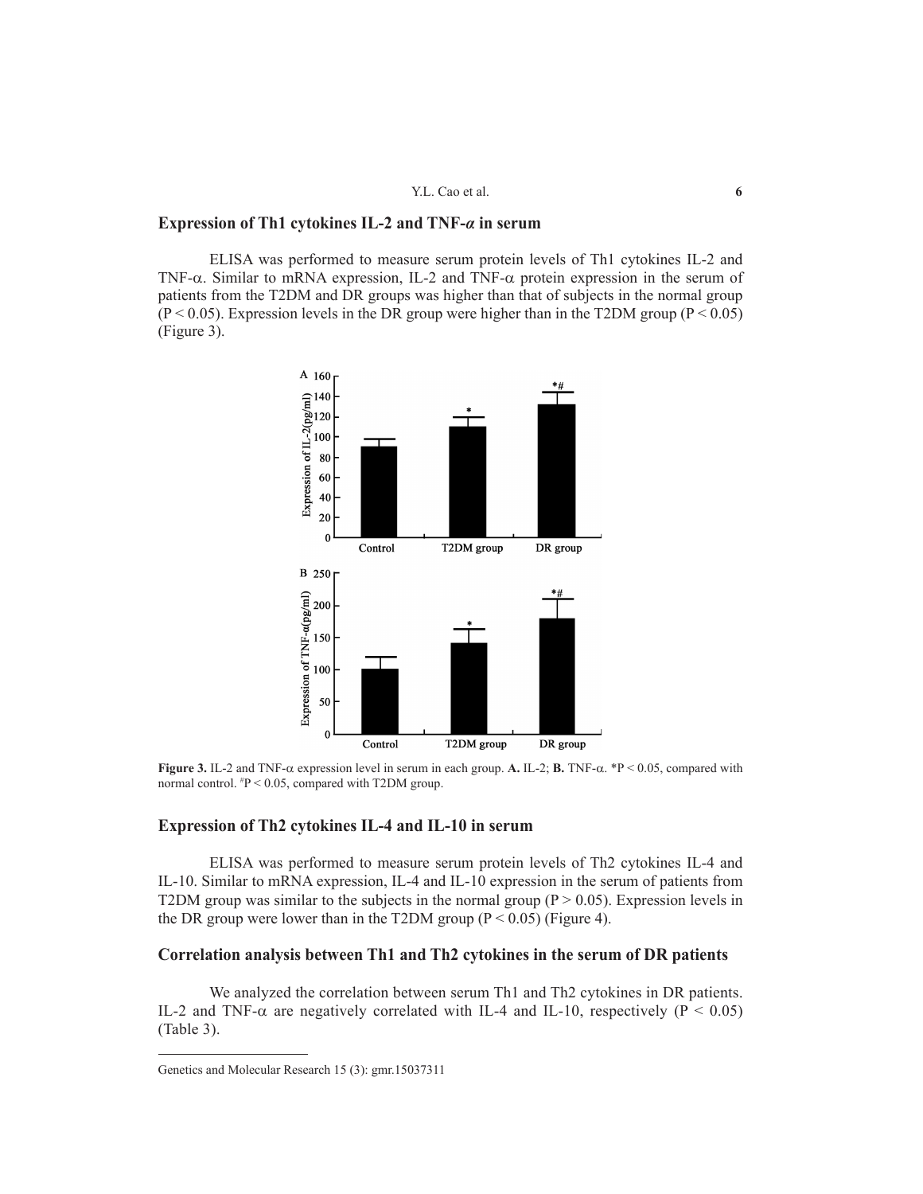## Expression of Th1 cytokines IL-2 and TNF-*α* in serum

ELISA was performed to measure serum protein levels of Th1 cytokines IL-2 and TNF-α. Similar to mRNA expression, IL-2 and TNF-α protein expression in the serum of patients from the T2DM and DR groups was higher than that of subjects in the normal group ($P < 0.05$). Expression levels in the DR group were higher than in the T2DM group ($P < 0.05$) (Figure 3).

**Figure 3.** IL-2 and TNF-α expression level in serum in each group. **A.** IL-2; **B.** TNF-α. *$P < 0.05$, compared with normal control. #$P < 0.05$, compared with T2DM group.

## Expression of Th2 cytokines IL-4 and IL-10 in serum

ELISA was performed to measure serum protein levels of Th2 cytokines IL-4 and IL-10. Similar to mRNA expression, IL-4 and IL-10 expression in the serum of patients from T2DM group was similar to the subjects in the normal group ($P > 0.05$). Expression levels in the DR group were lower than in the T2DM group ($P < 0.05$) (Figure 4).

## Correlation analysis between Th1 and Th2 cytokines in the serum of DR patients

We analyzed the correlation between serum Th1 and Th2 cytokines in DR patients. IL-2 and TNF-α are negatively correlated with IL-4 and IL-10, respectively ($P < 0.05$) (Table 3).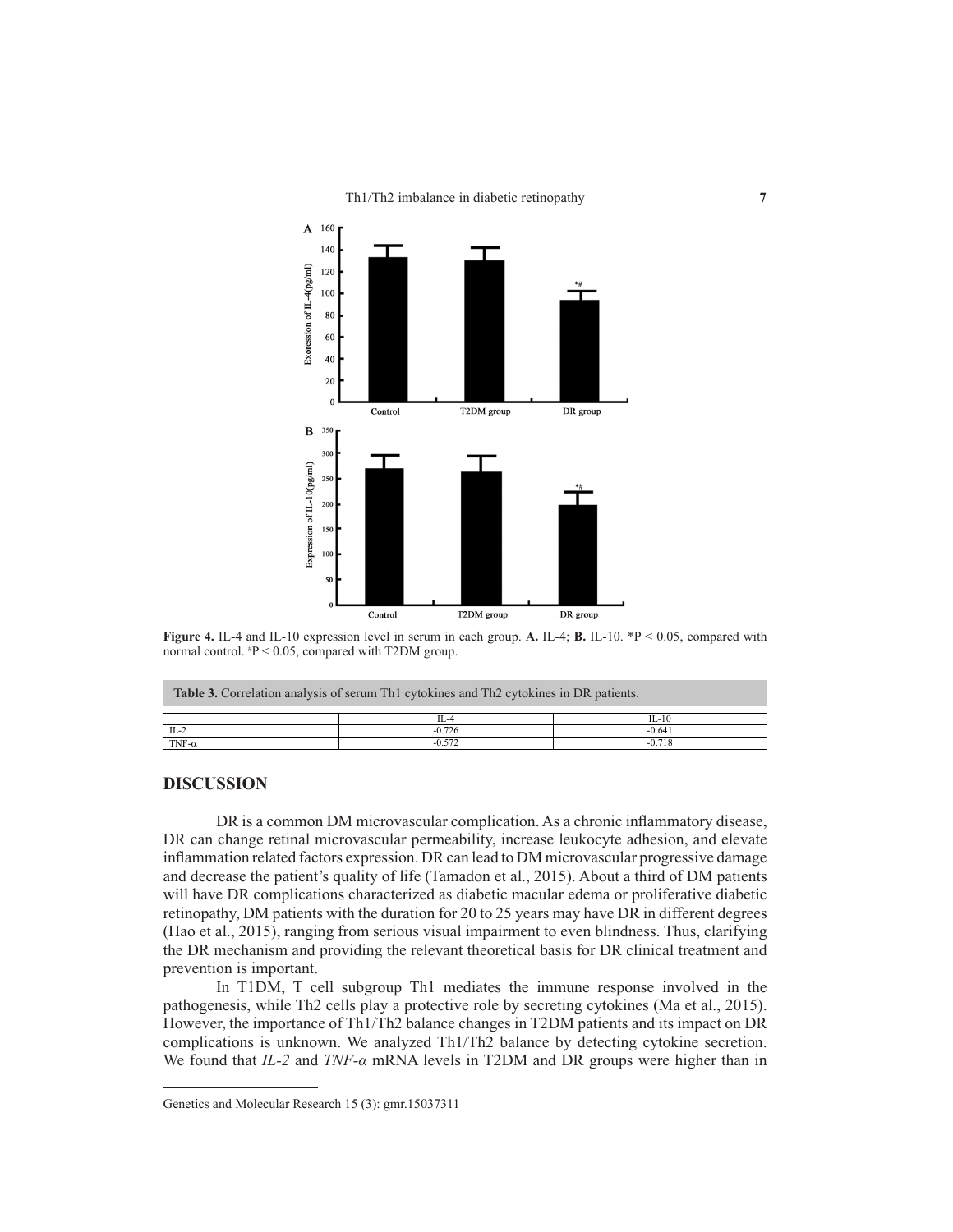Figure 4. IL-4 and IL-10 expression level in serum in each group. **A.** IL-4; **B.** IL-10. *P < 0.05, compared with normal control. #P < 0.05, compared with T2DM group.

**Table 3.** Correlation analysis of serum Th1 cytokines and Th2 cytokines in DR patients.

| | IL-4 | IL-10 |
|---|---|---|
| IL-2 | -0.726 | -0.641 |
| TNF-α | -0.572 | -0.718 |

## DISCUSSION

DR is a common DM microvascular complication. As a chronic inflammatory disease, DR can change retinal microvascular permeability, increase leukocyte adhesion, and elevate inflammation related factors expression. DR can lead to DM microvascular progressive damage and decrease the patient's quality of life (Tamadon et al., 2015). About a third of DM patients will have DR complications characterized as diabetic macular edema or proliferative diabetic retinopathy, DM patients with the duration for 20 to 25 years may have DR in different degrees (Hao et al., 2015), ranging from serious visual impairment to even blindness. Thus, clarifying the DR mechanism and providing the relevant theoretical basis for DR clinical treatment and prevention is important.

In T1DM, T cell subgroup Th1 mediates the immune response involved in the pathogenesis, while Th2 cells play a protective role by secreting cytokines (Ma et al., 2015). However, the importance of Th1/Th2 balance changes in T2DM patients and its impact on DR complications is unknown. We analyzed Th1/Th2 balance by detecting cytokine secretion. We found that *IL-2* and *TNF-α* mRNA levels in T2DM and DR groups were higher than in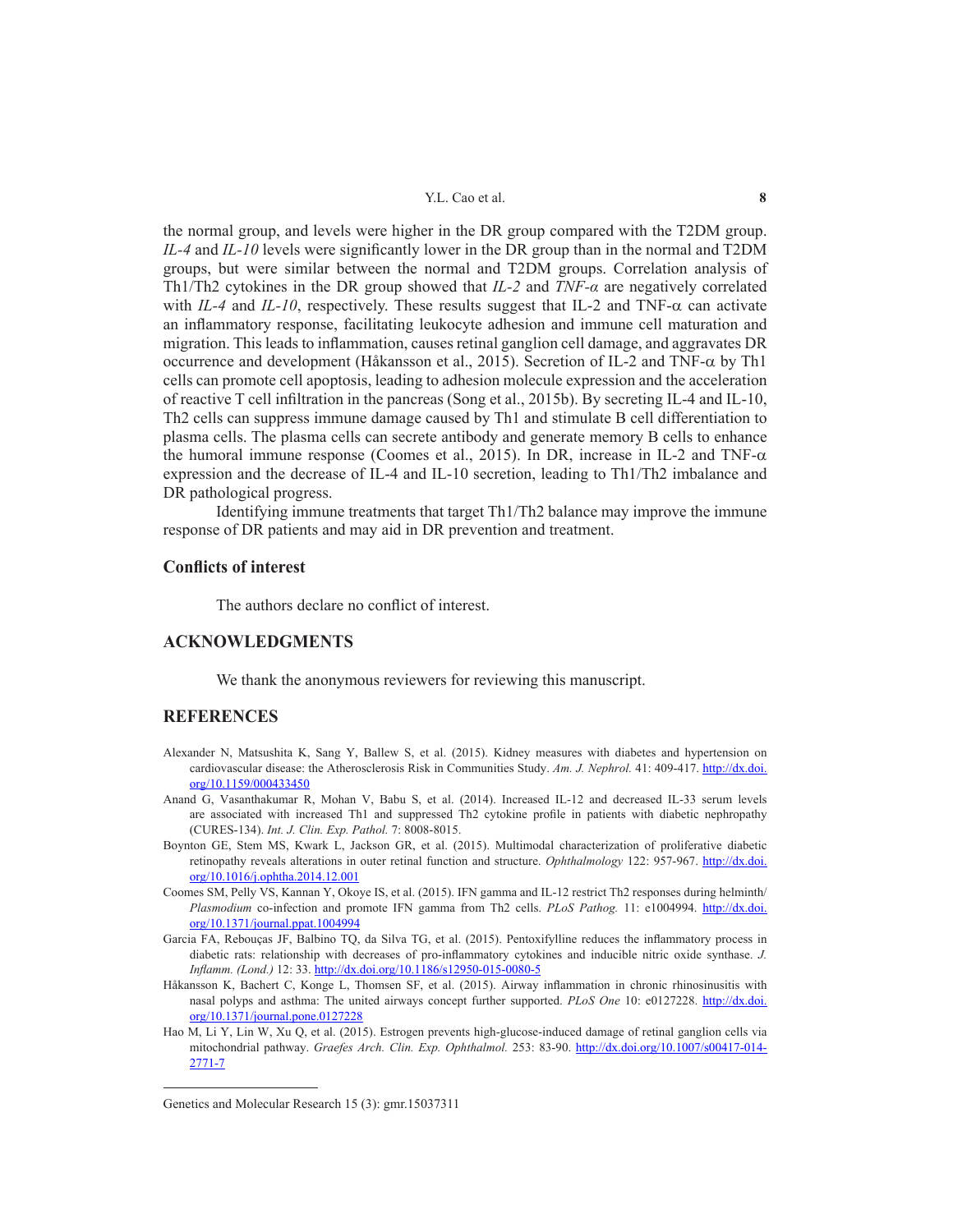the normal group, and levels were higher in the DR group compared with the T2DM group. *IL-4* and *IL-10* levels were significantly lower in the DR group than in the normal and T2DM groups, but were similar between the normal and T2DM groups. Correlation analysis of Th1/Th2 cytokines in the DR group showed that *IL-2* and *TNF-α* are negatively correlated with *IL-4* and *IL-10*, respectively. These results suggest that IL-2 and TNF-α can activate an inflammatory response, facilitating leukocyte adhesion and immune cell maturation and migration. This leads to inflammation, causes retinal ganglion cell damage, and aggravates DR occurrence and development (Håkansson et al., 2015). Secretion of IL-2 and TNF-α by Th1 cells can promote cell apoptosis, leading to adhesion molecule expression and the acceleration of reactive T cell infiltration in the pancreas (Song et al., 2015b). By secreting IL-4 and IL-10, Th2 cells can suppress immune damage caused by Th1 and stimulate B cell differentiation to plasma cells. The plasma cells can secrete antibody and generate memory B cells to enhance the humoral immune response (Coomes et al., 2015). In DR, increase in IL-2 and TNF-α expression and the decrease of IL-4 and IL-10 secretion, leading to Th1/Th2 imbalance and DR pathological progress.

Identifying immune treatments that target Th1/Th2 balance may improve the immune response of DR patients and may aid in DR prevention and treatment.

### Conflicts of interest

The authors declare no conflict of interest.

## ACKNOWLEDGMENTS

We thank the anonymous reviewers for reviewing this manuscript.

## REFERENCES

Alexander N, Matsushita K, Sang Y, Ballew S, et al. (2015). Kidney measures with diabetes and hypertension on cardiovascular disease: the Atherosclerosis Risk in Communities Study. *Am. J. Nephrol.* 41: 409-417. http://dx.doi.org/10.1159/000433450

Anand G, Vasanthakumar R, Mohan V, Babu S, et al. (2014). Increased IL-12 and decreased IL-33 serum levels are associated with increased Th1 and suppressed Th2 cytokine profile in patients with diabetic nephropathy (CURES-134). *Int. J. Clin. Exp. Pathol.* 7: 8008-8015.

Boynton GE, Stem MS, Kwark L, Jackson GR, et al. (2015). Multimodal characterization of proliferative diabetic retinopathy reveals alterations in outer retinal function and structure. *Ophthalmology* 122: 957-967. http://dx.doi.org/10.1016/j.ophtha.2014.12.001

Coomes SM, Pelly VS, Kannan Y, Okoye IS, et al. (2015). IFN gamma and IL-12 restrict Th2 responses during helminth/*Plasmodium* co-infection and promote IFN gamma from Th2 cells. *PLoS Pathog.* 11: e1004994. http://dx.doi.org/10.1371/journal.ppat.1004994

Garcia FA, Rebouças JF, Balbino TQ, da Silva TG, et al. (2015). Pentoxifylline reduces the inflammatory process in diabetic rats: relationship with decreases of pro-inflammatory cytokines and inducible nitric oxide synthase. *J. Inflamm. (Lond.)* 12: 33. http://dx.doi.org/10.1186/s12950-015-0080-5

Håkansson K, Bachert C, Konge L, Thomsen SF, et al. (2015). Airway inflammation in chronic rhinosinusitis with nasal polyps and asthma: The united airways concept further supported. *PLoS One* 10: e0127228. http://dx.doi.org/10.1371/journal.pone.0127228

Hao M, Li Y, Lin W, Xu Q, et al. (2015). Estrogen prevents high-glucose-induced damage of retinal ganglion cells via mitochondrial pathway. *Graefes Arch. Clin. Exp. Ophthalmol.* 253: 83-90. http://dx.doi.org/10.1007/s00417-014-2771-7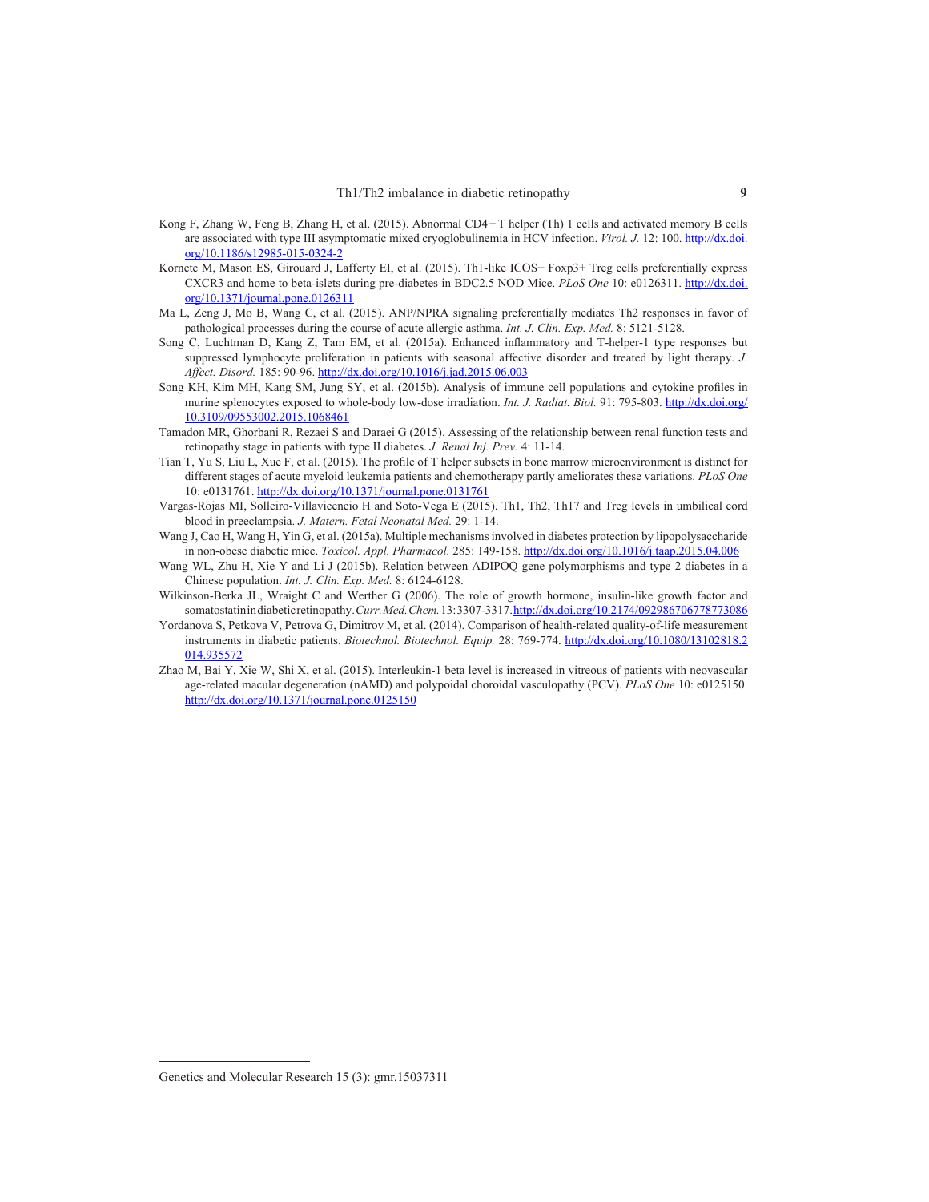Kong F, Zhang W, Feng B, Zhang H, et al. (2015). Abnormal CD4+T helper (Th) 1 cells and activated memory B cells are associated with type III asymptomatic mixed cryoglobulinemia in HCV infection. *Virol. J.* 12: 100. http://dx.doi.org/10.1186/s12985-015-0324-2

Kornete M, Mason ES, Girouard J, Lafferty EI, et al. (2015). Th1-like ICOS+ Foxp3+ Treg cells preferentially express CXCR3 and home to beta-islets during pre-diabetes in BDC2.5 NOD Mice. *PLoS One* 10: e0126311. http://dx.doi.org/10.1371/journal.pone.0126311

Ma L, Zeng J, Mo B, Wang C, et al. (2015). ANP/NPRA signaling preferentially mediates Th2 responses in favor of pathological processes during the course of acute allergic asthma. *Int. J. Clin. Exp. Med.* 8: 5121-5128.

Song C, Luchtman D, Kang Z, Tam EM, et al. (2015a). Enhanced inflammatory and T-helper-1 type responses but suppressed lymphocyte proliferation in patients with seasonal affective disorder and treated by light therapy. *J. Affect. Disord.* 185: 90-96. http://dx.doi.org/10.1016/j.jad.2015.06.003

Song KH, Kim MH, Kang SM, Jung SY, et al. (2015b). Analysis of immune cell populations and cytokine profiles in murine splenocytes exposed to whole-body low-dose irradiation. *Int. J. Radiat. Biol.* 91: 795-803. http://dx.doi.org/10.3109/09553002.2015.1068461

Tamadon MR, Ghorbani R, Rezaei S and Daraei G (2015). Assessing of the relationship between renal function tests and retinopathy stage in patients with type II diabetes. *J. Renal Inj. Prev.* 4: 11-14.

Tian T, Yu S, Liu L, Xue F, et al. (2015). The profile of T helper subsets in bone marrow microenvironment is distinct for different stages of acute myeloid leukemia patients and chemotherapy partly ameliorates these variations. *PLoS One* 10: e0131761. http://dx.doi.org/10.1371/journal.pone.0131761

Vargas-Rojas MI, Solleiro-Villavicencio H and Soto-Vega E (2015). Th1, Th2, Th17 and Treg levels in umbilical cord blood in preeclampsia. *J. Matern. Fetal Neonatal Med.* 29: 1-14.

Wang J, Cao H, Wang H, Yin G, et al. (2015a). Multiple mechanisms involved in diabetes protection by lipopolysaccharide in non-obese diabetic mice. *Toxicol. Appl. Pharmacol.* 285: 149-158. http://dx.doi.org/10.1016/j.taap.2015.04.006

Wang WL, Zhu H, Xie Y and Li J (2015b). Relation between ADIPOQ gene polymorphisms and type 2 diabetes in a Chinese population. *Int. J. Clin. Exp. Med.* 8: 6124-6128.

Wilkinson-Berka JL, Wraight C and Werther G (2006). The role of growth hormone, insulin-like growth factor and somatostatin in diabetic retinopathy. *Curr. Med. Chem.* 13: 3307-3317. http://dx.doi.org/10.2174/092986706778773086

Yordanova S, Petkova V, Petrova G, Dimitrov M, et al. (2014). Comparison of health-related quality-of-life measurement instruments in diabetic patients. *Biotechnol. Biotechnol. Equip.* 28: 769-774. http://dx.doi.org/10.1080/13102818.2014.935572

Zhao M, Bai Y, Xie W, Shi X, et al. (2015). Interleukin-1 beta level is increased in vitreous of patients with neovascular age-related macular degeneration (nAMD) and polypoidal choroidal vasculopathy (PCV). *PLoS One* 10: e0125150. http://dx.doi.org/10.1371/journal.pone.0125150